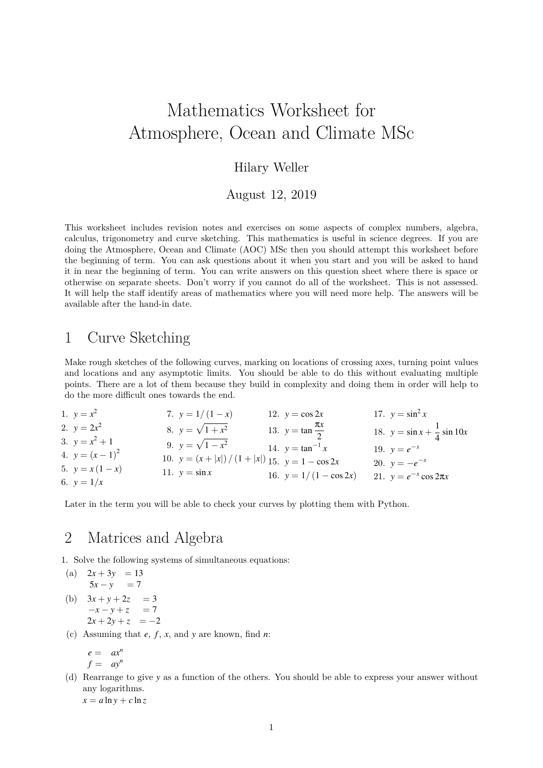# Mathematics Worksheet for Atmosphere, Ocean and Climate MSc

Hilary Weller

August 12, 2019

This worksheet includes revision notes and exercises on some aspects of complex numbers, algebra, calculus, trigonometry and curve sketching. This mathematics is useful in science degrees. If you are doing the Atmosphere, Ocean and Climate (AOC) MSc then you should attempt this worksheet before the beginning of term. You can ask questions about it when you start and you will be asked to hand it in near the beginning of term. You can write answers on this question sheet where there is space or otherwise on separate sheets. Don't worry if you cannot do all of the worksheet. This is not assessed. It will help the staff identify areas of mathematics where you will need more help. The answers will be available after the hand-in date.

## 1 Curve Sketching

Make rough sketches of the following curves, marking on locations of crossing axes, turning point values and locations and any asymptotic limits. You should be able to do this without evaluating multiple points. There are a lot of them because they build in complexity and doing them in order will help to do the more difficult ones towards the end.

1. $y = x^2$
2. $y = 2x^2$
3. $y = x^2 + 1$
4. $y = (x-1)^2$
5. $y = x(1-x)$
6. $y = 1/x$
7. $y = 1/(1-x)$
8. $y = \sqrt{1+x^2}$
9. $y = \sqrt{1-x^2}$
10. $y = (x+|x|)/(1+|x|)$
11. $y = \sin x$
12. $y = \cos 2x$
13. $y = \tan \frac{\pi x}{2}$
14. $y = \tan^{-1} x$
15. $y = 1 - \cos 2x$
16. $y = 1/(1-\cos 2x)$
17. $y = \sin^2 x$
18. $y = \sin x + \frac{1}{4}\sin 10x$
19. $y = e^{-x}$
20. $y = -e^{-x}$
21. $y = e^{-x}\cos 2\pi x$

Later in the term you will be able to check your curves by plotting them with Python.

## 2 Matrices and Algebra

1. Solve the following systems of simultaneous equations:

(a)
$$\begin{aligned} 2x + 3y &= 13 \\ 5x - y &= 7 \end{aligned}$$

(b)
$$\begin{aligned} 3x + y + 2z &= 3 \\ -x - y + z &= 7 \\ 2x + 2y + z &= -2 \end{aligned}$$

(c) Assuming that $e$, $f$, $x$, and $y$ are known, find $n$:

$$\begin{aligned} e &= ax^n \\ f &= ay^n \end{aligned}$$

(d) Rearrange to give $y$ as a function of the others. You should be able to express your answer without any logarithms.

$x = a\ln y + c\ln z$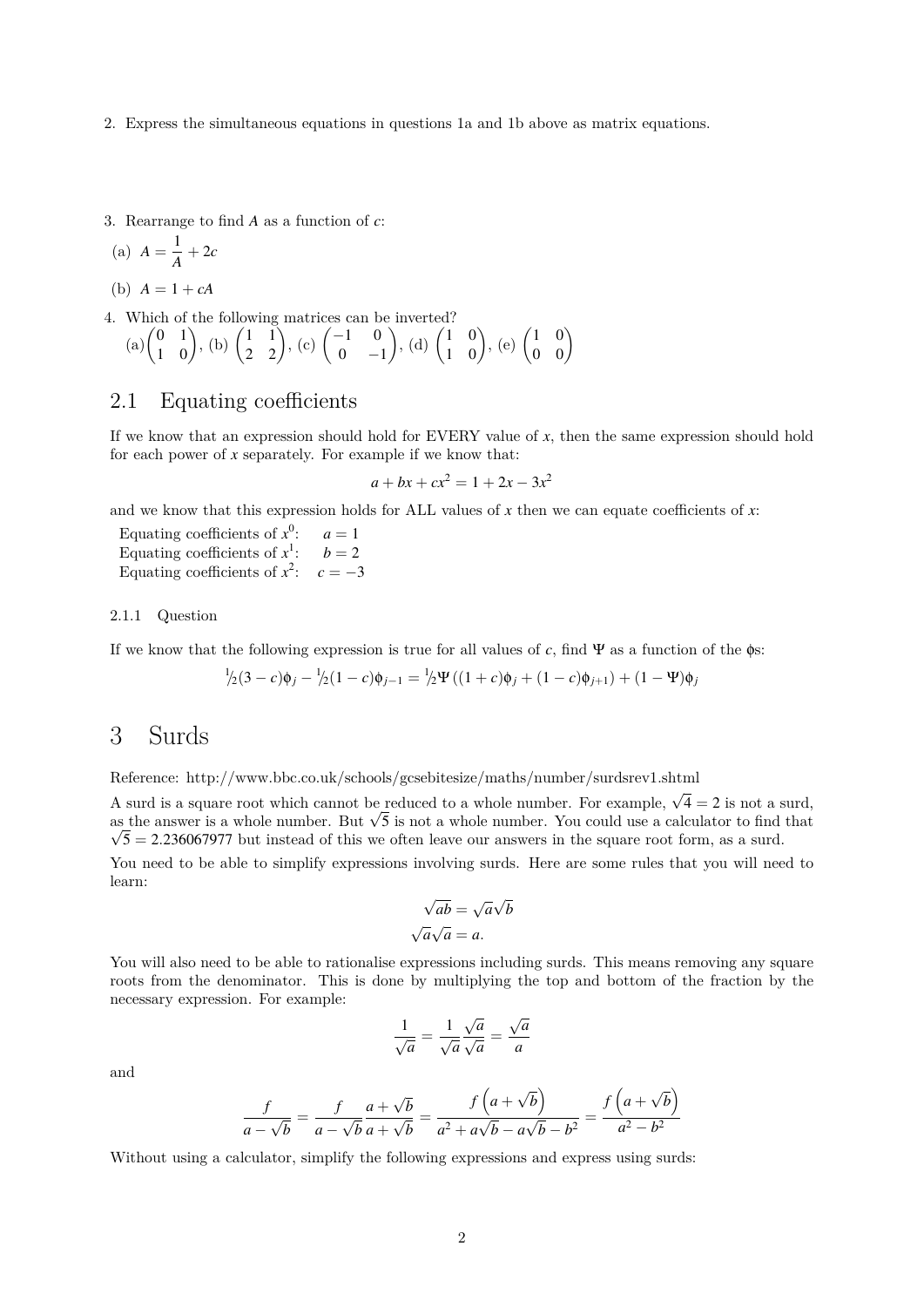2. Express the simultaneous equations in questions 1a and 1b above as matrix equations.

3. Rearrange to find $A$ as a function of $c$:

(a) $A = \frac{1}{A} + 2c$

(b) $A = 1 + cA$

4. Which of the following matrices can be inverted?

(a) $\begin{pmatrix} 0 & 1 \\ 1 & 0 \end{pmatrix}$, (b) $\begin{pmatrix} 1 & 1 \\ 2 & 2 \end{pmatrix}$, (c) $\begin{pmatrix} -1 & 0 \\ 0 & -1 \end{pmatrix}$, (d) $\begin{pmatrix} 1 & 0 \\ 1 & 0 \end{pmatrix}$, (e) $\begin{pmatrix} 1 & 0 \\ 0 & 0 \end{pmatrix}$

## 2.1 Equating coefficients

If we know that an expression should hold for EVERY value of $x$, then the same expression should hold for each power of $x$ separately. For example if we know that:

$$a + bx + cx^2 = 1 + 2x - 3x^2$$

and we know that this expression holds for ALL values of $x$ then we can equate coefficients of $x$:

Equating coefficients of $x^0$: $a = 1$
Equating coefficients of $x^1$: $b = 2$
Equating coefficients of $x^2$: $c = -3$

### 2.1.1 Question

If we know that the following expression is true for all values of $c$, find $\Psi$ as a function of the $\phi$s:

$$\tfrac{1}{2}(3-c)\phi_j - \tfrac{1}{2}(1-c)\phi_{j-1} = \tfrac{1}{2}\Psi\left((1+c)\phi_j + (1-c)\phi_{j+1}\right) + (1-\Psi)\phi_j$$

# 3 Surds

Reference: http://www.bbc.co.uk/schools/gcsebitesize/maths/number/surdsrev1.shtml

A surd is a square root which cannot be reduced to a whole number. For example, $\sqrt{4} = 2$ is not a surd, as the answer is a whole number. But $\sqrt{5}$ is not a whole number. You could use a calculator to find that $\sqrt{5} = 2.236067977$ but instead of this we often leave our answers in the square root form, as a surd.

You need to be able to simplify expressions involving surds. Here are some rules that you will need to learn:

$$\sqrt{ab} = \sqrt{a}\sqrt{b}$$
$$\sqrt{a}\sqrt{a} = a.$$

You will also need to be able to rationalise expressions including surds. This means removing any square roots from the denominator. This is done by multiplying the top and bottom of the fraction by the necessary expression. For example:

$$\frac{1}{\sqrt{a}} = \frac{1}{\sqrt{a}}\frac{\sqrt{a}}{\sqrt{a}} = \frac{\sqrt{a}}{a}$$

and

$$\frac{f}{a-\sqrt{b}} = \frac{f}{a-\sqrt{b}}\frac{a+\sqrt{b}}{a+\sqrt{b}} = \frac{f\left(a+\sqrt{b}\right)}{a^2 + a\sqrt{b} - a\sqrt{b} - b^2} = \frac{f\left(a+\sqrt{b}\right)}{a^2 - b^2}$$

Without using a calculator, simplify the following expressions and express using surds: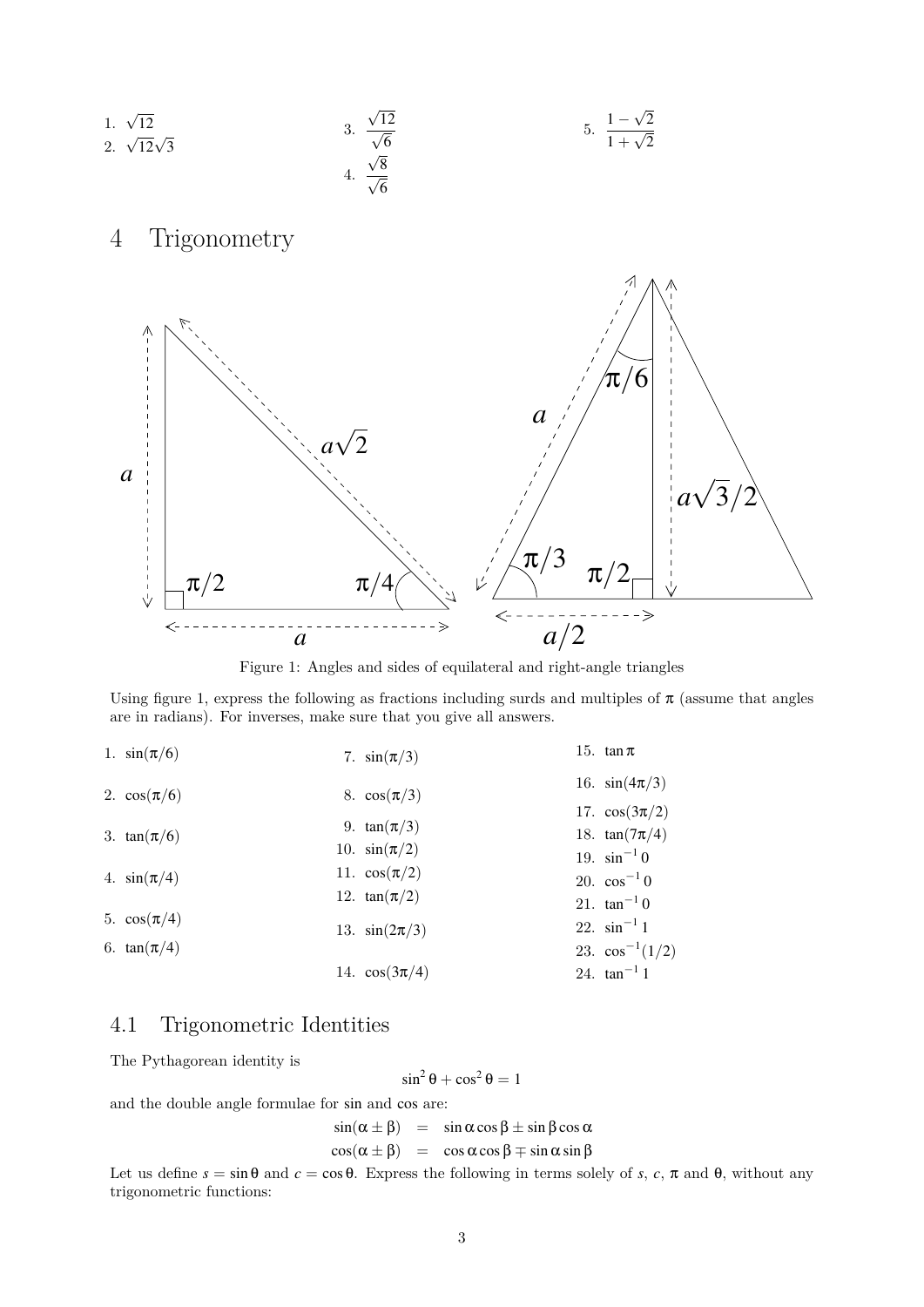1. $\sqrt{12}$
2. $\sqrt{12}\sqrt{3}$
3. $\dfrac{\sqrt{12}}{\sqrt{6}}$
4. $\dfrac{\sqrt{8}}{\sqrt{6}}$
5. $\dfrac{1-\sqrt{2}}{1+\sqrt{2}}$

# 4 Trigonometry

Figure 1: Angles and sides of equilateral and right-angle triangles

Using figure 1, express the following as fractions including surds and multiples of $\pi$ (assume that angles are in radians). For inverses, make sure that you give all answers.

1. $\sin(\pi/6)$
2. $\cos(\pi/6)$
3. $\tan(\pi/6)$
4. $\sin(\pi/4)$
5. $\cos(\pi/4)$
6. $\tan(\pi/4)$
7. $\sin(\pi/3)$
8. $\cos(\pi/3)$
9. $\tan(\pi/3)$
10. $\sin(\pi/2)$
11. $\cos(\pi/2)$
12. $\tan(\pi/2)$
13. $\sin(2\pi/3)$
14. $\cos(3\pi/4)$
15. $\tan\pi$
16. $\sin(4\pi/3)$
17. $\cos(3\pi/2)$
18. $\tan(7\pi/4)$
19. $\sin^{-1} 0$
20. $\cos^{-1} 0$
21. $\tan^{-1} 0$
22. $\sin^{-1} 1$
23. $\cos^{-1}(1/2)$
24. $\tan^{-1} 1$

## 4.1 Trigonometric Identities

The Pythagorean identity is

$$\sin^2\theta + \cos^2\theta = 1$$

and the double angle formulae for sin and cos are:

$$\begin{aligned} \sin(\alpha \pm \beta) &= \sin\alpha\cos\beta \pm \sin\beta\cos\alpha \\ \cos(\alpha \pm \beta) &= \cos\alpha\cos\beta \mp \sin\alpha\sin\beta \end{aligned}$$

Let us define $s = \sin\theta$ and $c = \cos\theta$. Express the following in terms solely of $s$, $c$, $\pi$ and $\theta$, without any trigonometric functions: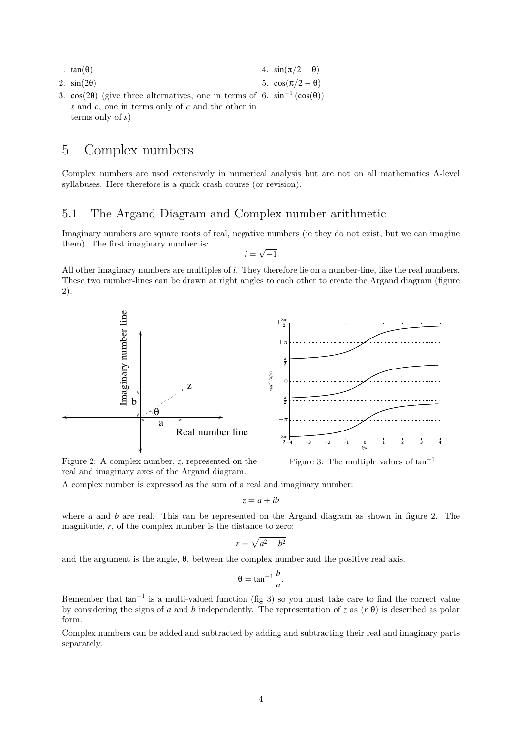1. $\tan(\theta)$
2. $\sin(2\theta)$
3. $\cos(2\theta)$ (give three alternatives, one in terms of $s$ and $c$, one in terms only of $c$ and the other in terms only of $s$)
4. $\sin(\pi/2 - \theta)$
5. $\cos(\pi/2 - \theta)$
6. $\sin^{-1}(\cos(\theta))$

# 5 Complex numbers

Complex numbers are used extensively in numerical analysis but are not on all mathematics A-level syllabuses. Here therefore is a quick crash course (or revision).

## 5.1 The Argand Diagram and Complex number arithmetic

Imaginary numbers are square roots of real, negative numbers (ie they do not exist, but we can imagine them). The first imaginary number is:

$$i = \sqrt{-1}$$

All other imaginary numbers are multiples of $i$. They therefore lie on a number-line, like the real numbers. These two number-lines can be drawn at right angles to each other to create the Argand diagram (figure 2).

Figure 2: A complex number, $z$, represented on the real and imaginary axes of the Argand diagram.

Figure 3: The multiple values of $\tan^{-1}$

A complex number is expressed as the sum of a real and imaginary number:

$$z = a + ib$$

where $a$ and $b$ are real. This can be represented on the Argand diagram as shown in figure 2. The magnitude, $r$, of the complex number is the distance to zero:

$$r = \sqrt{a^2 + b^2}$$

and the argument is the angle, $\theta$, between the complex number and the positive real axis.

$$\theta = \tan^{-1}\frac{b}{a}.$$

Remember that $\tan^{-1}$ is a multi-valued function (fig 3) so you must take care to find the correct value by considering the signs of $a$ and $b$ independently. The representation of $z$ as $(r, \theta)$ is described as polar form.

Complex numbers can be added and subtracted by adding and subtracting their real and imaginary parts separately.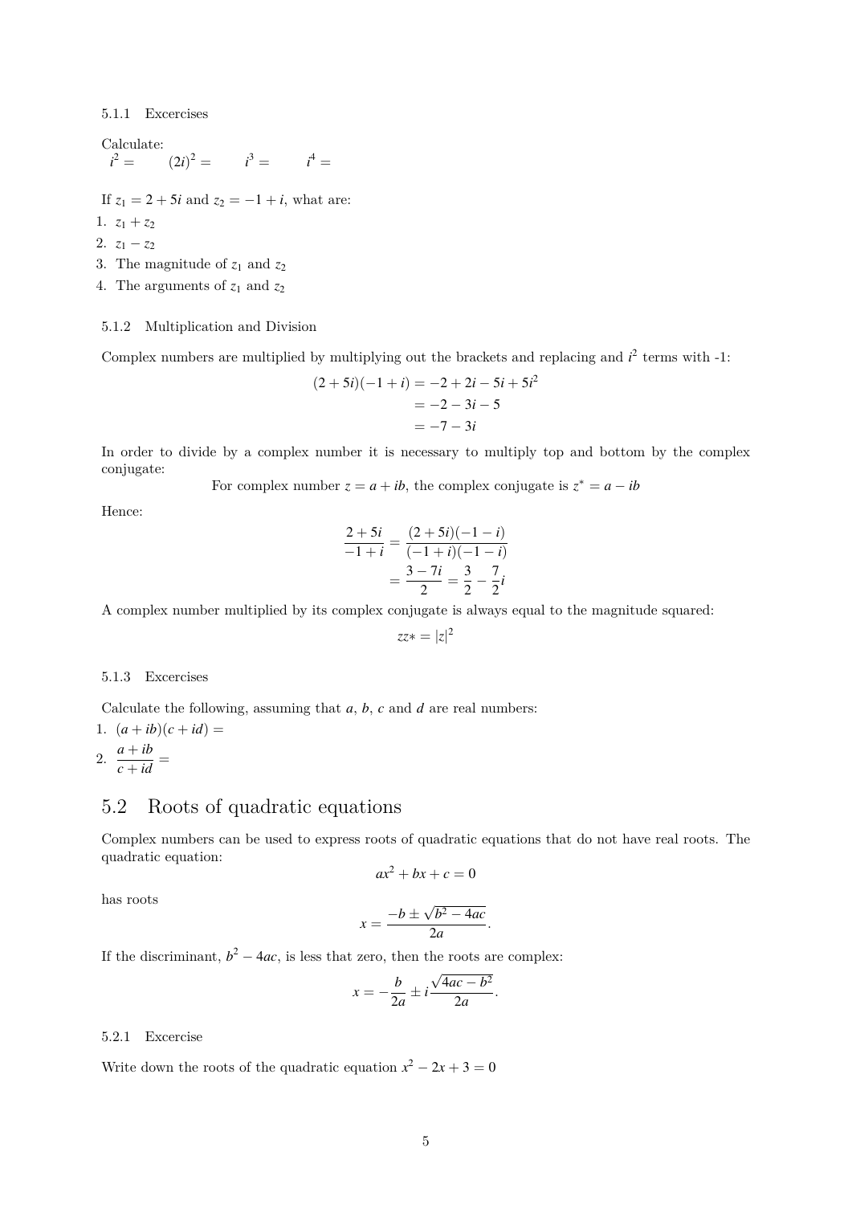#### 5.1.1 Excercises

Calculate:
$i^2 =$ $(2i)^2 =$ $i^3 =$ $i^4 =$

If $z_1 = 2 + 5i$ and $z_2 = -1 + i$, what are:

1. $z_1 + z_2$
2. $z_1 - z_2$
3. The magnitude of $z_1$ and $z_2$
4. The arguments of $z_1$ and $z_2$

#### 5.1.2 Multiplication and Division

Complex numbers are multiplied by multiplying out the brackets and replacing and $i^2$ terms with -1:

$$\begin{aligned}(2+5i)(-1+i) &= -2 + 2i - 5i + 5i^2 \\ &= -2 - 3i - 5 \\ &= -7 - 3i\end{aligned}$$

In order to divide by a complex number it is necessary to multiply top and bottom by the complex conjugate:

For complex number $z = a + ib$, the complex conjugate is $z^* = a - ib$

Hence:

$$\begin{aligned}\frac{2+5i}{-1+i} &= \frac{(2+5i)(-1-i)}{(-1+i)(-1-i)} \\ &= \frac{3-7i}{2} = \frac{3}{2} - \frac{7}{2}i\end{aligned}$$

A complex number multiplied by its complex conjugate is always equal to the magnitude squared:

$$zz* = |z|^2$$

#### 5.1.3 Excercises

Calculate the following, assuming that $a$, $b$, $c$ and $d$ are real numbers:

1. $(a + ib)(c + id) =$
2. $\dfrac{a+ib}{c+id} =$

## 5.2 Roots of quadratic equations

Complex numbers can be used to express roots of quadratic equations that do not have real roots. The quadratic equation:

$$ax^2 + bx + c = 0$$

has roots

$$x = \frac{-b \pm \sqrt{b^2 - 4ac}}{2a}.$$

If the discriminant, $b^2 - 4ac$, is less that zero, then the roots are complex:

$$x = -\frac{b}{2a} \pm i\frac{\sqrt{4ac - b^2}}{2a}.$$

#### 5.2.1 Excercise

Write down the roots of the quadratic equation $x^2 - 2x + 3 = 0$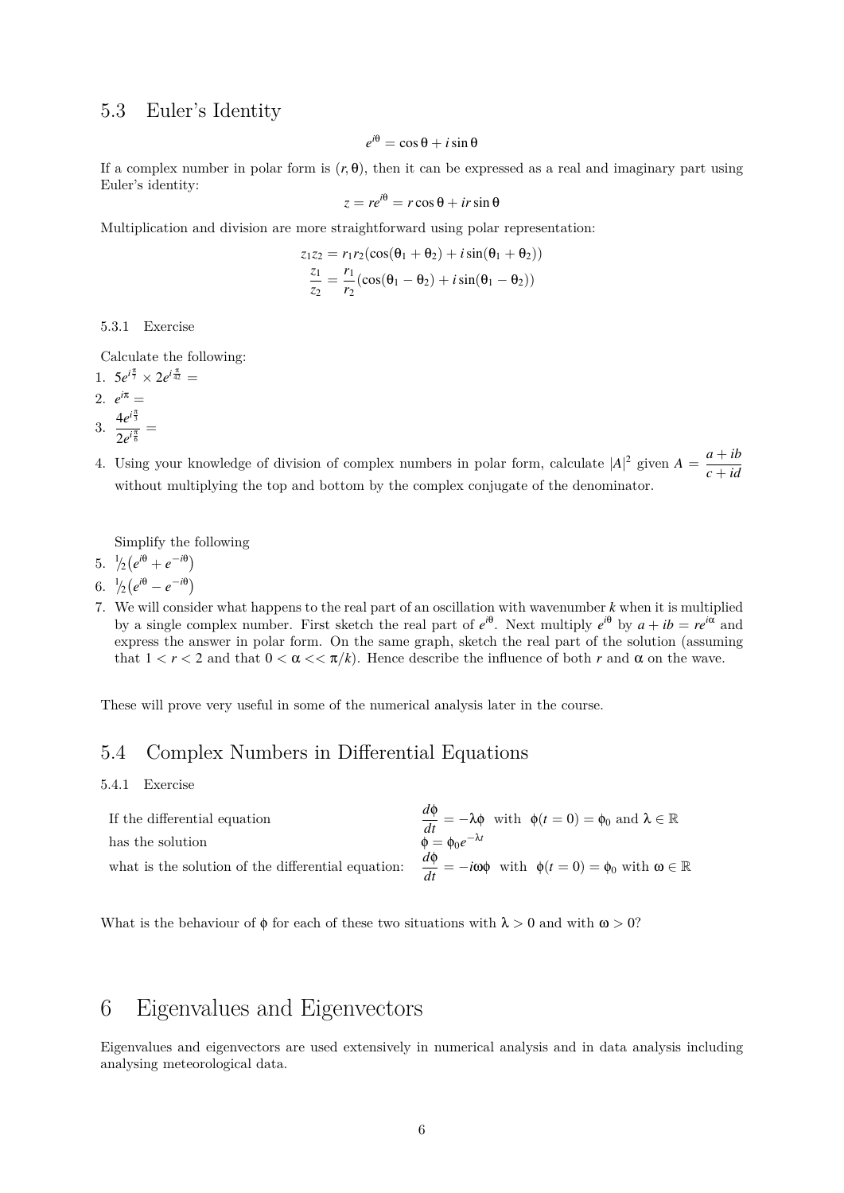## 5.3 Euler's Identity

$$e^{i\theta} = \cos\theta + i\sin\theta$$

If a complex number in polar form is $(r, \theta)$, then it can be expressed as a real and imaginary part using Euler's identity:

$$z = re^{i\theta} = r\cos\theta + ir\sin\theta$$

Multiplication and division are more straightforward using polar representation:

$$z_1 z_2 = r_1 r_2(\cos(\theta_1 + \theta_2) + i\sin(\theta_1 + \theta_2))$$
$$\frac{z_1}{z_2} = \frac{r_1}{r_2}(\cos(\theta_1 - \theta_2) + i\sin(\theta_1 - \theta_2))$$

### 5.3.1 Exercise

Calculate the following:

1. $5e^{i\frac{\pi}{7}} \times 2e^{i\frac{\pi}{42}} =$
2. $e^{i\pi} =$
3. $\dfrac{4e^{i\frac{\pi}{3}}}{2e^{i\frac{\pi}{6}}} =$
4. Using your knowledge of division of complex numbers in polar form, calculate $|A|^2$ given $A = \dfrac{a+ib}{c+id}$ without multiplying the top and bottom by the complex conjugate of the denominator.

Simplify the following

5. $\frac{1}{2}\left(e^{i\theta} + e^{-i\theta}\right)$
6. $\frac{1}{2}\left(e^{i\theta} - e^{-i\theta}\right)$
7. We will consider what happens to the real part of an oscillation with wavenumber $k$ when it is multiplied by a single complex number. First sketch the real part of $e^{i\theta}$. Next multiply $e^{i\theta}$ by $a + ib = re^{i\alpha}$ and express the answer in polar form. On the same graph, sketch the real part of the solution (assuming that $1 < r < 2$ and that $0 < \alpha << \pi/k$). Hence describe the influence of both $r$ and $\alpha$ on the wave.

These will prove very useful in some of the numerical analysis later in the course.

## 5.4 Complex Numbers in Differential Equations

### 5.4.1 Exercise

| | |
|---|---|
| If the differential equation | $\dfrac{d\phi}{dt} = -\lambda\phi$ with $\phi(t=0) = \phi_0$ and $\lambda \in \mathbb{R}$ |
| has the solution | $\phi = \phi_0 e^{-\lambda t}$ |
| what is the solution of the differential equation: | $\dfrac{d\phi}{dt} = -i\omega\phi$ with $\phi(t=0) = \phi_0$ with $\omega \in \mathbb{R}$ |

What is the behaviour of $\phi$ for each of these two situations with $\lambda > 0$ and with $\omega > 0$?

# 6 Eigenvalues and Eigenvectors

Eigenvalues and eigenvectors are used extensively in numerical analysis and in data analysis including analysing meteorological data.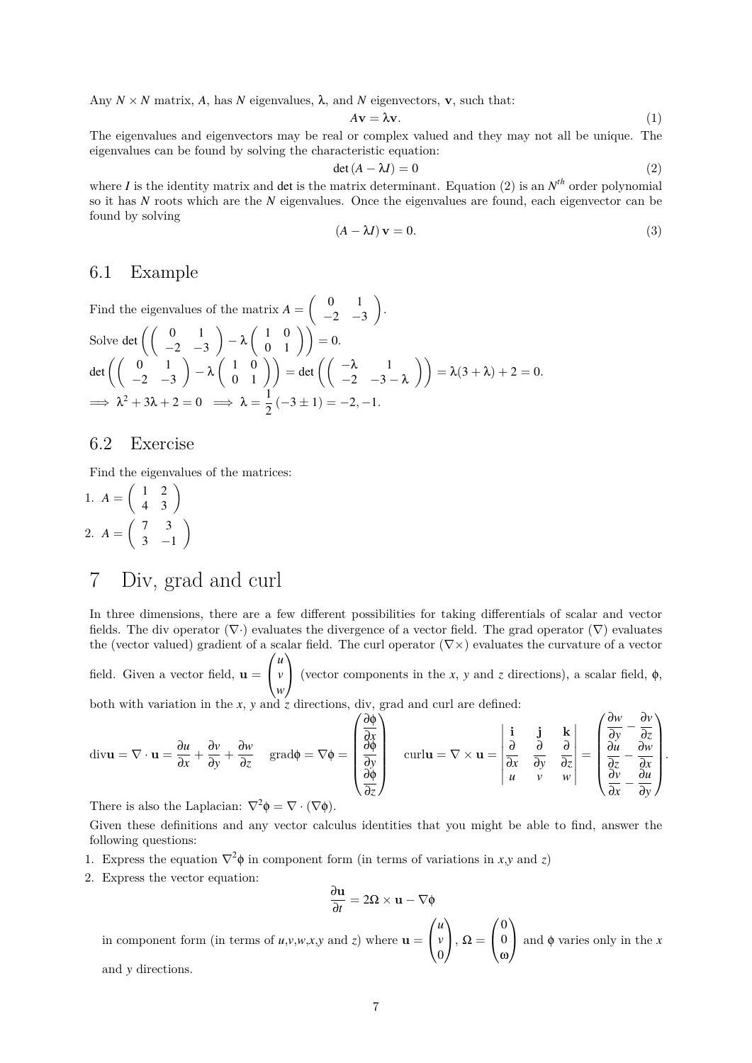Any $N \times N$ matrix, $A$, has $N$ eigenvalues, $\lambda$, and $N$ eigenvectors, $\mathbf{v}$, such that:

$$A\mathbf{v} = \lambda \mathbf{v}. \tag{1}$$

The eigenvalues and eigenvectors may be real or complex valued and they may not all be unique. The eigenvalues can be found by solving the characteristic equation:

$$\det(A - \lambda I) = 0 \tag{2}$$

where $I$ is the identity matrix and det is the matrix determinant. Equation (2) is an $N^{th}$ order polynomial so it has $N$ roots which are the $N$ eigenvalues. Once the eigenvalues are found, each eigenvector can be found by solving

$$(A - \lambda I)\,\mathbf{v} = 0. \tag{3}$$

## 6.1 Example

Find the eigenvalues of the matrix $A = \begin{pmatrix} 0 & 1 \\ -2 & -3 \end{pmatrix}$.

Solve $\det\left(\begin{pmatrix} 0 & 1 \\ -2 & -3 \end{pmatrix} - \lambda \begin{pmatrix} 1 & 0 \\ 0 & 1 \end{pmatrix}\right) = 0$.

$\det\left(\begin{pmatrix} 0 & 1 \\ -2 & -3 \end{pmatrix} - \lambda \begin{pmatrix} 1 & 0 \\ 0 & 1 \end{pmatrix}\right) = \det\left(\begin{pmatrix} -\lambda & 1 \\ -2 & -3-\lambda \end{pmatrix}\right) = \lambda(3+\lambda) + 2 = 0.$

$\implies \lambda^2 + 3\lambda + 2 = 0 \implies \lambda = \frac{1}{2}(-3 \pm 1) = -2, -1.$

## 6.2 Exercise

Find the eigenvalues of the matrices:

1. $A = \begin{pmatrix} 1 & 2 \\ 4 & 3 \end{pmatrix}$
2. $A = \begin{pmatrix} 7 & 3 \\ 3 & -1 \end{pmatrix}$

# 7 Div, grad and curl

In three dimensions, there are a few different possibilities for taking differentials of scalar and vector fields. The div operator ($\nabla\cdot$) evaluates the divergence of a vector field. The grad operator ($\nabla$) evaluates the (vector valued) gradient of a scalar field. The curl operator ($\nabla\times$) evaluates the curvature of a vector field. Given a vector field, $\mathbf{u} = \begin{pmatrix} u \\ v \\ w \end{pmatrix}$ (vector components in the $x$, $y$ and $z$ directions), a scalar field, $\phi$, both with variation in the $x$, $y$ and $z$ directions, div, grad and curl are defined:

$$\text{div}\mathbf{u} = \nabla\cdot\mathbf{u} = \frac{\partial u}{\partial x} + \frac{\partial v}{\partial y} + \frac{\partial w}{\partial z} \quad \text{grad}\phi = \nabla\phi = \begin{pmatrix} \frac{\partial \phi}{\partial x} \\ \frac{\partial \phi}{\partial y} \\ \frac{\partial \phi}{\partial z} \end{pmatrix} \quad \text{curl}\mathbf{u} = \nabla\times\mathbf{u} = \begin{vmatrix} \mathbf{i} & \mathbf{j} & \mathbf{k} \\ \frac{\partial}{\partial x} & \frac{\partial}{\partial y} & \frac{\partial}{\partial z} \\ u & v & w \end{vmatrix} = \begin{pmatrix} \frac{\partial w}{\partial y} - \frac{\partial v}{\partial z} \\ \frac{\partial u}{\partial z} - \frac{\partial w}{\partial x} \\ \frac{\partial v}{\partial x} - \frac{\partial u}{\partial y} \end{pmatrix}.$$

There is also the Laplacian: $\nabla^2\phi = \nabla\cdot(\nabla\phi)$.

Given these definitions and any vector calculus identities that you might be able to find, answer the following questions:

1. Express the equation $\nabla^2\phi$ in component form (in terms of variations in $x$,$y$ and $z$)
2. Express the vector equation:

$$\frac{\partial \mathbf{u}}{\partial t} = 2\Omega\times\mathbf{u} - \nabla\phi$$

in component form (in terms of $u$,$v$,$w$,$x$,$y$ and $z$) where $\mathbf{u} = \begin{pmatrix} u \\ v \\ 0 \end{pmatrix}$, $\Omega = \begin{pmatrix} 0 \\ 0 \\ \omega \end{pmatrix}$ and $\phi$ varies only in the $x$ and $y$ directions.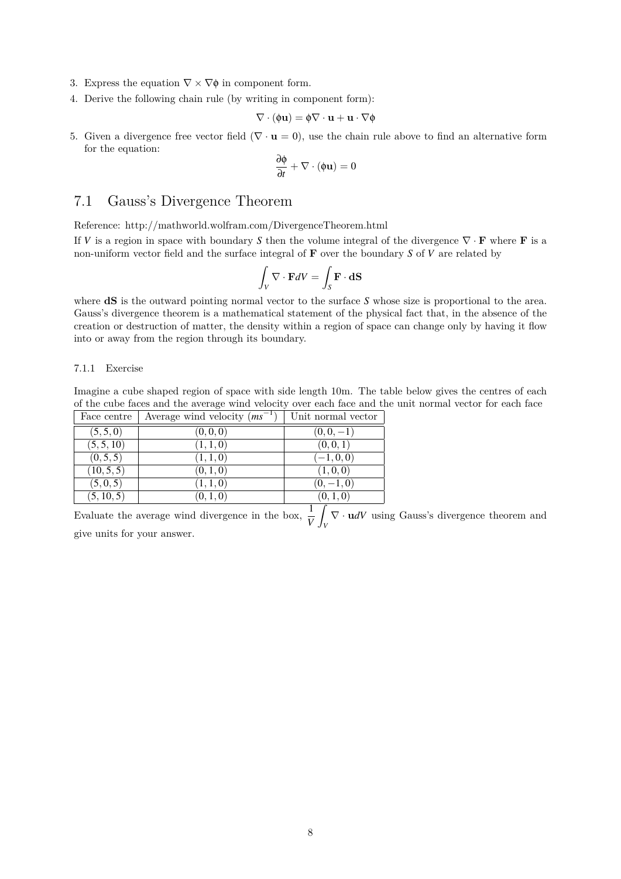3. Express the equation $\nabla \times \nabla \phi$ in component form.
4. Derive the following chain rule (by writing in component form):

$$\nabla \cdot (\phi \mathbf{u}) = \phi \nabla \cdot \mathbf{u} + \mathbf{u} \cdot \nabla \phi$$

5. Given a divergence free vector field ($\nabla \cdot \mathbf{u} = 0$), use the chain rule above to find an alternative form for the equation:

$$\frac{\partial \phi}{\partial t} + \nabla \cdot (\phi \mathbf{u}) = 0$$

## 7.1 Gauss's Divergence Theorem

Reference: http://mathworld.wolfram.com/DivergenceTheorem.html

If $V$ is a region in space with boundary $S$ then the volume integral of the divergence $\nabla \cdot \mathbf{F}$ where $\mathbf{F}$ is a non-uniform vector field and the surface integral of $\mathbf{F}$ over the boundary $S$ of $V$ are related by

$$\int_V \nabla \cdot \mathbf{F} dV = \int_S \mathbf{F} \cdot \mathbf{dS}$$

where $\mathbf{dS}$ is the outward pointing normal vector to the surface $S$ whose size is proportional to the area. Gauss's divergence theorem is a mathematical statement of the physical fact that, in the absence of the creation or destruction of matter, the density within a region of space can change only by having it flow into or away from the region through its boundary.

### 7.1.1 Exercise

Imagine a cube shaped region of space with side length 10m. The table below gives the centres of each of the cube faces and the average wind velocity over each face and the unit normal vector for each face

| Face centre | Average wind velocity ($ms^{-1}$) | Unit normal vector |
|---|---|---|
| $(5,5,0)$ | $(0,0,0)$ | $(0,0,-1)$ |
| $(5,5,10)$ | $(1,1,0)$ | $(0,0,1)$ |
| $(0,5,5)$ | $(1,1,0)$ | $(-1,0,0)$ |
| $(10,5,5)$ | $(0,1,0)$ | $(1,0,0)$ |
| $(5,0,5)$ | $(1,1,0)$ | $(0,-1,0)$ |
| $(5,10,5)$ | $(0,1,0)$ | $(0,1,0)$ |

Evaluate the average wind divergence in the box, $\frac{1}{V} \int_V \nabla \cdot \mathbf{u} dV$ using Gauss's divergence theorem and give units for your answer.